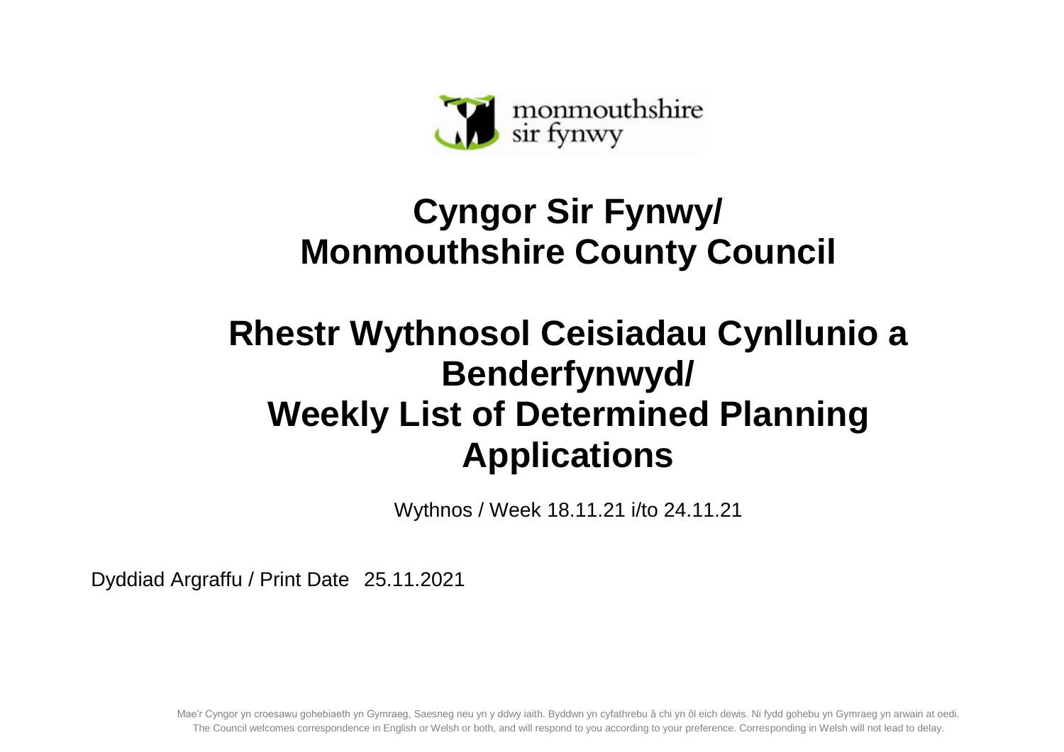monmouthshire
sir fynwy

# Cyngor Sir Fynwy/ Monmouthshire County Council

# Rhestr Wythnosol Ceisiadau Cynllunio a Benderfynwyd/ Weekly List of Determined Planning Applications

Wythnos / Week 18.11.21 i/to 24.11.21

Dyddiad Argraffu / Print Date 25.11.2021

Mae'r Cyngor yn croesawu gohebiaeth yn Gymraeg, Saesneg neu yn y ddwy iaith. Byddwn yn cyfathrebu â chi yn ôl eich dewis. Ni fydd gohebu yn Gymraeg yn arwain at oedi.
The Council welcomes correspondence in English or Welsh or both, and will respond to you according to your preference. Corresponding in Welsh will not lead to delay.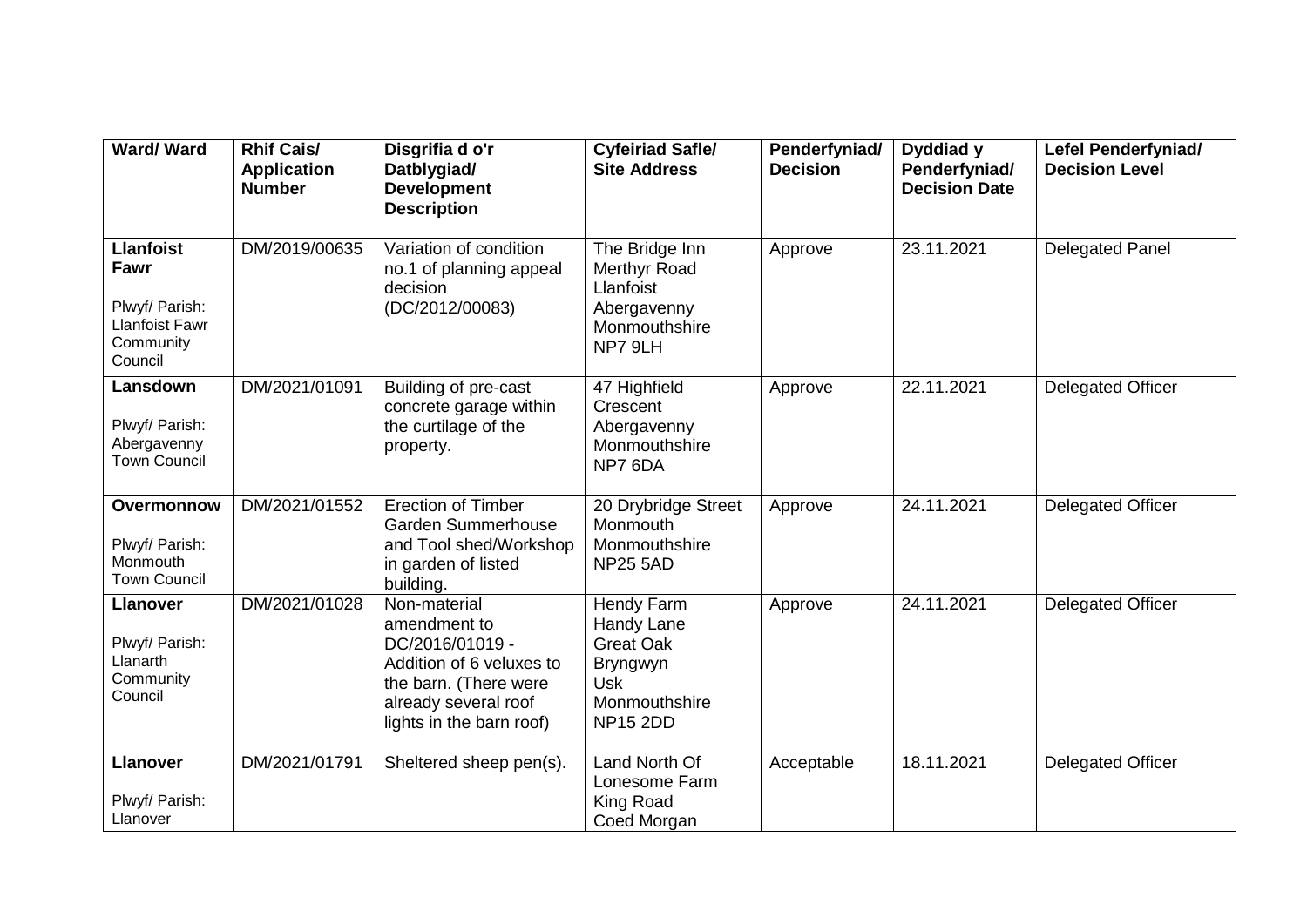| Ward/ Ward | Rhif Cais/ Application Number | Disgrifia d o'r Datblygiad/ Development Description | Cyfeiriad Safle/ Site Address | Penderfyniad/ Decision | Dyddiad y Penderfyniad/ Decision Date | Lefel Penderfyniad/ Decision Level |
|---|---|---|---|---|---|---|
| **Llanfoist Fawr** Plwyf/ Parish: Llanfoist Fawr Community Council | DM/2019/00635 | Variation of condition no.1 of planning appeal decision (DC/2012/00083) | The Bridge Inn Merthyr Road Llanfoist Abergavenny Monmouthshire NP7 9LH | Approve | 23.11.2021 | Delegated Panel |
| **Lansdown** Plwyf/ Parish: Abergavenny Town Council | DM/2021/01091 | Building of pre-cast concrete garage within the curtilage of the property. | 47 Highfield Crescent Abergavenny Monmouthshire NP7 6DA | Approve | 22.11.2021 | Delegated Officer |
| **Overmonnow** Plwyf/ Parish: Monmouth Town Council | DM/2021/01552 | Erection of Timber Garden Summerhouse and Tool shed/Workshop in garden of listed building. | 20 Drybridge Street Monmouth Monmouthshire NP25 5AD | Approve | 24.11.2021 | Delegated Officer |
| **Llanover** Plwyf/ Parish: Llanarth Community Council | DM/2021/01028 | Non-material amendment to DC/2016/01019 - Addition of 6 veluxes to the barn. (There were already several roof lights in the barn roof) | Hendy Farm Handy Lane Great Oak Bryngwyn Usk Monmouthshire NP15 2DD | Approve | 24.11.2021 | Delegated Officer |
| **Llanover** Plwyf/ Parish: Llanover | DM/2021/01791 | Sheltered sheep pen(s). | Land North Of Lonesome Farm King Road Coed Morgan | Acceptable | 18.11.2021 | Delegated Officer |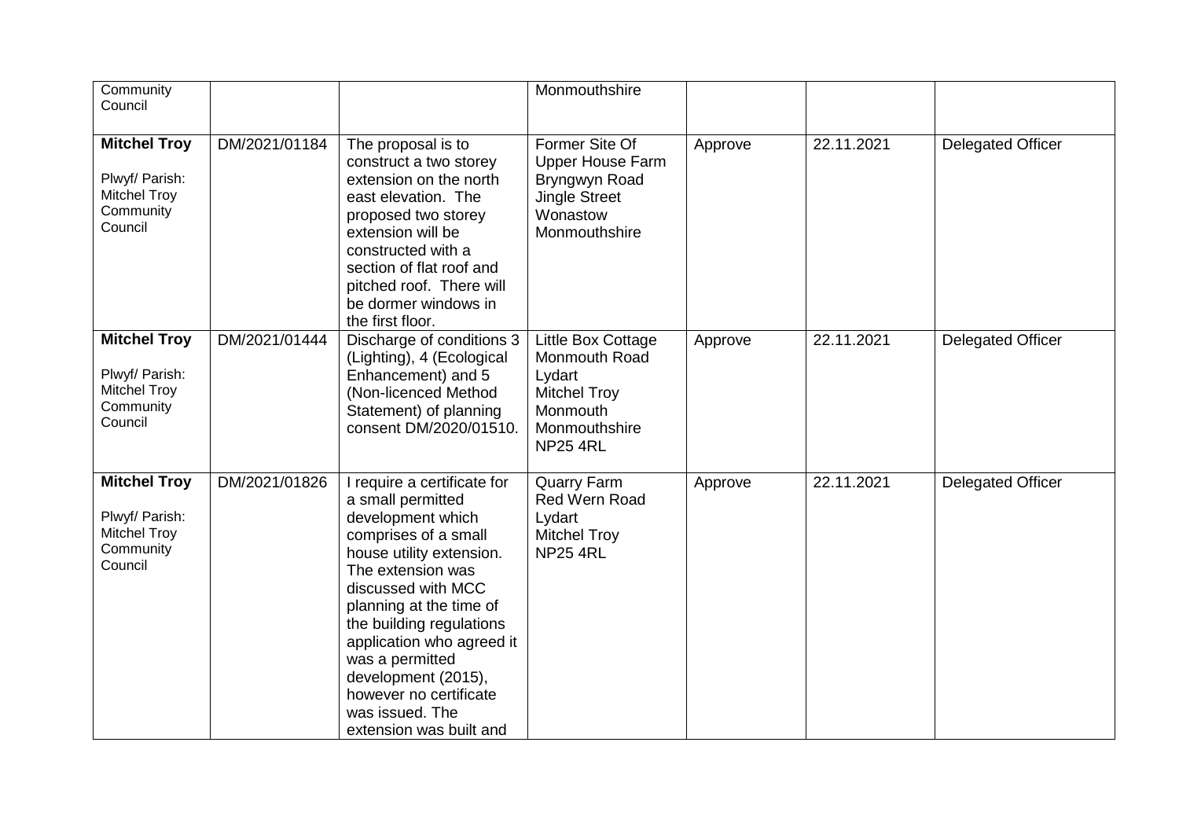| Community Council | | | Monmouthshire | | | |
|---|---|---|---|---|---|---|
| **Mitchel Troy** Plwyf/ Parish: Mitchel Troy Community Council | DM/2021/01184 | The proposal is to construct a two storey extension on the north east elevation. The proposed two storey extension will be constructed with a section of flat roof and pitched roof. There will be dormer windows in the first floor. | Former Site Of Upper House Farm Bryngwyn Road Jingle Street Wonastow Monmouthshire | Approve | 22.11.2021 | Delegated Officer |
| **Mitchel Troy** Plwyf/ Parish: Mitchel Troy Community Council | DM/2021/01444 | Discharge of conditions 3 (Lighting), 4 (Ecological Enhancement) and 5 (Non-licenced Method Statement) of planning consent DM/2020/01510. | Little Box Cottage Monmouth Road Lydart Mitchel Troy Monmouth Monmouthshire NP25 4RL | Approve | 22.11.2021 | Delegated Officer |
| **Mitchel Troy** Plwyf/ Parish: Mitchel Troy Community Council | DM/2021/01826 | I require a certificate for a small permitted development which comprises of a small house utility extension. The extension was discussed with MCC planning at the time of the building regulations application who agreed it was a permitted development (2015), however no certificate was issued. The extension was built and | Quarry Farm Red Wern Road Lydart Mitchel Troy NP25 4RL | Approve | 22.11.2021 | Delegated Officer |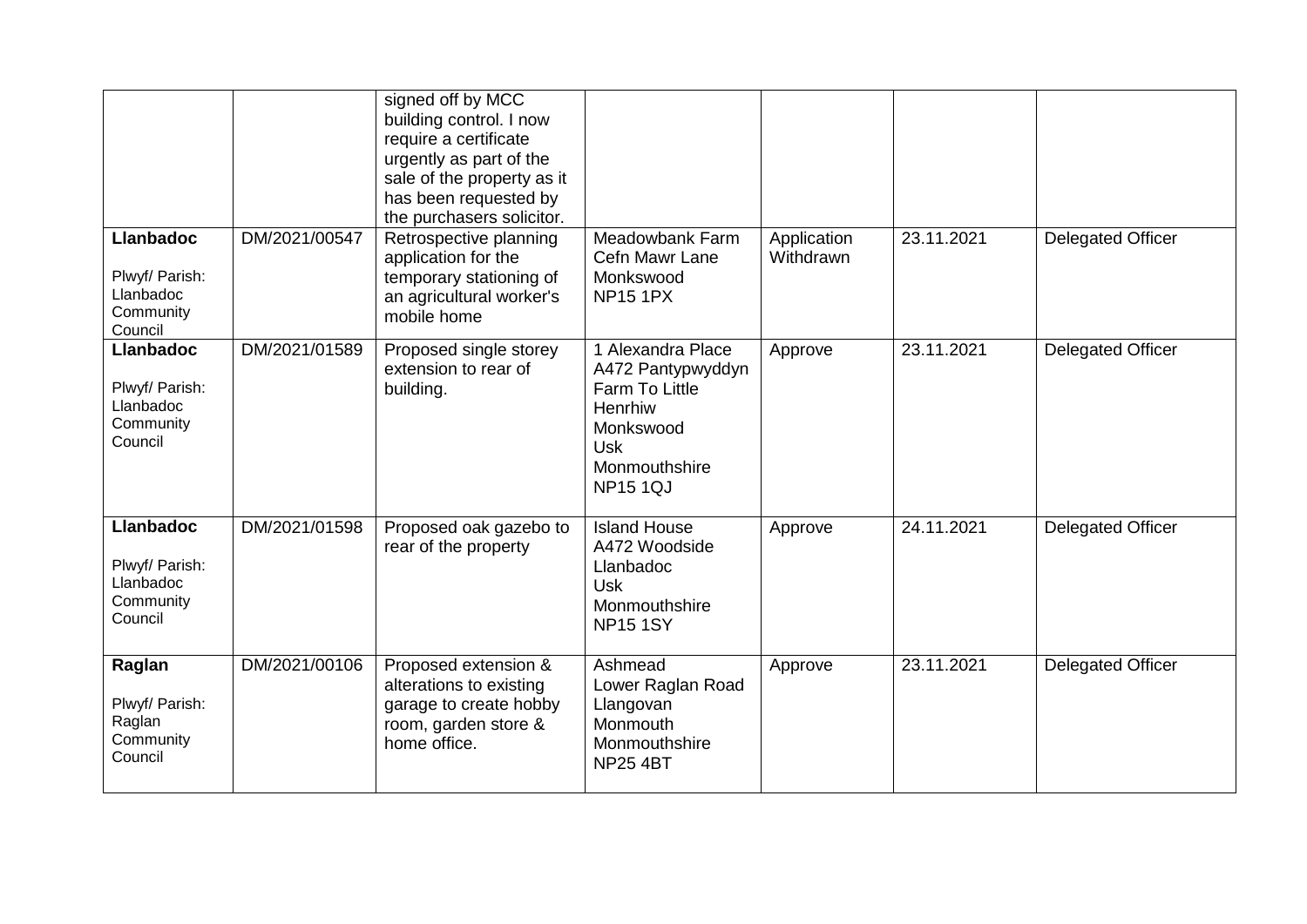| | | | | | | |
|---|---|---|---|---|---|---|
| | | signed off by MCC building control. I now require a certificate urgently as part of the sale of the property as it has been requested by the purchasers solicitor. | | | | |
| **Llanbadoc**<br><br>Plwyf/ Parish: Llanbadoc Community Council | DM/2021/00547 | Retrospective planning application for the temporary stationing of an agricultural worker's mobile home | Meadowbank Farm Cefn Mawr Lane Monkswood NP15 1PX | Application Withdrawn | 23.11.2021 | Delegated Officer |
| **Llanbadoc**<br><br>Plwyf/ Parish: Llanbadoc Community Council | DM/2021/01589 | Proposed single storey extension to rear of building. | 1 Alexandra Place A472 Pantypwyddyn Farm To Little Henrhiw Monkswood Usk Monmouthshire NP15 1QJ | Approve | 23.11.2021 | Delegated Officer |
| **Llanbadoc**<br><br>Plwyf/ Parish: Llanbadoc Community Council | DM/2021/01598 | Proposed oak gazebo to rear of the property | Island House A472 Woodside Llanbadoc Usk Monmouthshire NP15 1SY | Approve | 24.11.2021 | Delegated Officer |
| **Raglan**<br><br>Plwyf/ Parish: Raglan Community Council | DM/2021/00106 | Proposed extension & alterations to existing garage to create hobby room, garden store & home office. | Ashmead Lower Raglan Road Llangovan Monmouth Monmouthshire NP25 4BT | Approve | 23.11.2021 | Delegated Officer |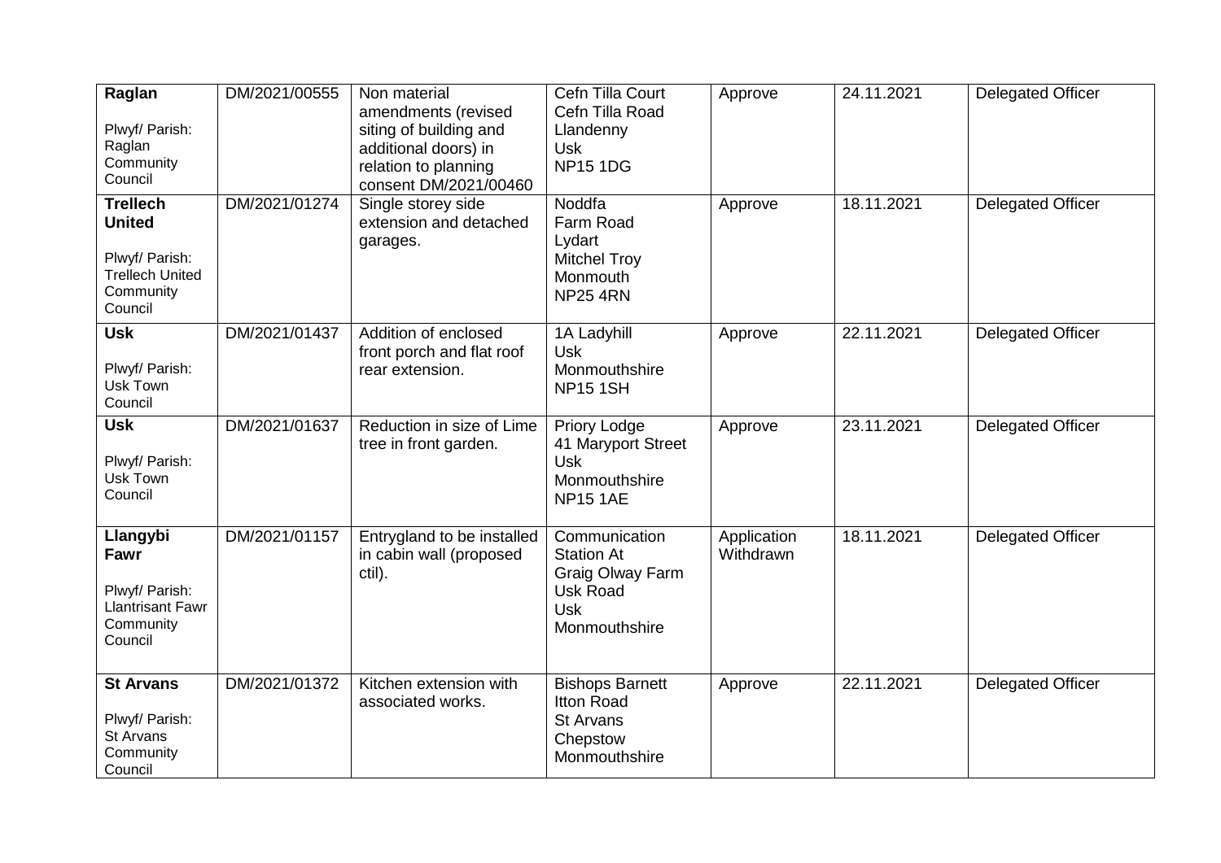| **Raglan**<br><br>Plwyf/ Parish: Raglan Community Council | DM/2021/00555 | Non material amendments (revised siting of building and additional doors) in relation to planning consent DM/2021/00460 | Cefn Tilla Court<br>Cefn Tilla Road<br>Llandenny<br>Usk<br>NP15 1DG | Approve | 24.11.2021 | Delegated Officer |
|---|---|---|---|---|---|---|
| **Trellech United**<br><br>Plwyf/ Parish: Trellech United Community Council | DM/2021/01274 | Single storey side extension and detached garages. | Noddfa<br>Farm Road<br>Lydart<br>Mitchel Troy<br>Monmouth<br>NP25 4RN | Approve | 18.11.2021 | Delegated Officer |
| **Usk**<br><br>Plwyf/ Parish: Usk Town Council | DM/2021/01437 | Addition of enclosed front porch and flat roof rear extension. | 1A Ladyhill<br>Usk<br>Monmouthshire<br>NP15 1SH | Approve | 22.11.2021 | Delegated Officer |
| **Usk**<br><br>Plwyf/ Parish: Usk Town Council | DM/2021/01637 | Reduction in size of Lime tree in front garden. | Priory Lodge<br>41 Maryport Street<br>Usk<br>Monmouthshire<br>NP15 1AE | Approve | 23.11.2021 | Delegated Officer |
| **Llangybi Fawr**<br><br>Plwyf/ Parish: Llantrisant Fawr Community Council | DM/2021/01157 | Entrygland to be installed in cabin wall (proposed ctil). | Communication Station At<br>Graig Olway Farm<br>Usk Road<br>Usk<br>Monmouthshire | Application Withdrawn | 18.11.2021 | Delegated Officer |
| **St Arvans**<br><br>Plwyf/ Parish: St Arvans Community Council | DM/2021/01372 | Kitchen extension with associated works. | Bishops Barnett<br>Itton Road<br>St Arvans<br>Chepstow<br>Monmouthshire | Approve | 22.11.2021 | Delegated Officer |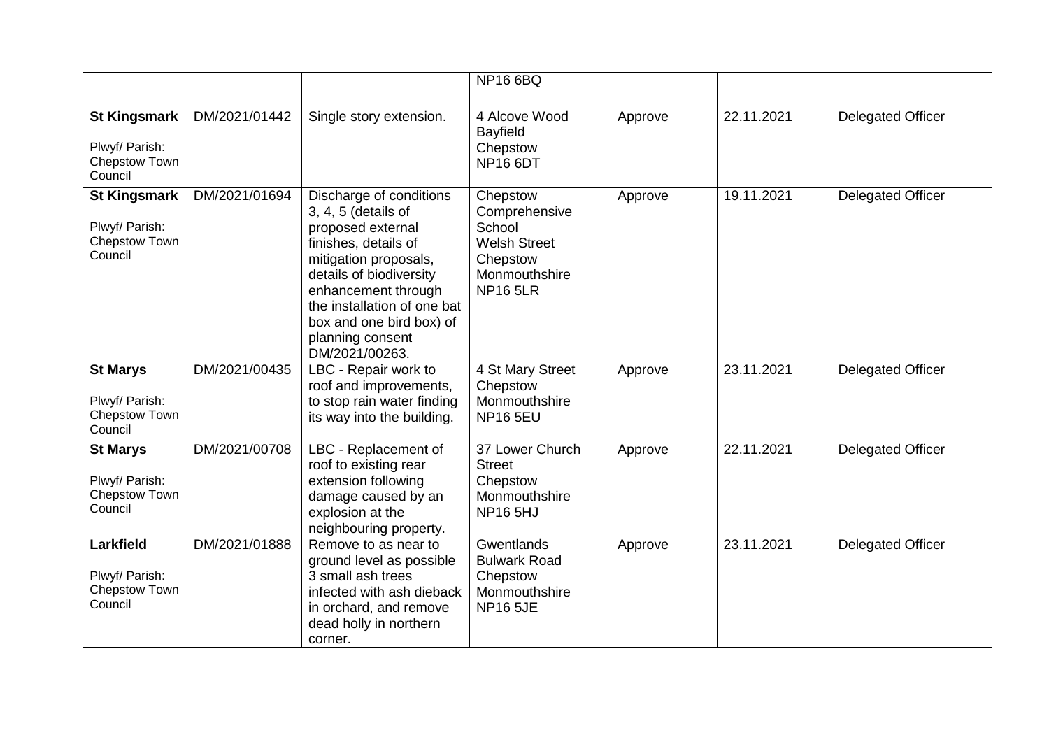| | | | NP16 6BQ | | | |
|---|---|---|---|---|---|---|
| **St Kingsmark** Plwyf/ Parish: Chepstow Town Council | DM/2021/01442 | Single story extension. | 4 Alcove Wood Bayfield Chepstow NP16 6DT | Approve | 22.11.2021 | Delegated Officer |
| **St Kingsmark** Plwyf/ Parish: Chepstow Town Council | DM/2021/01694 | Discharge of conditions 3, 4, 5 (details of proposed external finishes, details of mitigation proposals, details of biodiversity enhancement through the installation of one bat box and one bird box) of planning consent DM/2021/00263. | Chepstow Comprehensive School Welsh Street Chepstow Monmouthshire NP16 5LR | Approve | 19.11.2021 | Delegated Officer |
| **St Marys** Plwyf/ Parish: Chepstow Town Council | DM/2021/00435 | LBC - Repair work to roof and improvements, to stop rain water finding its way into the building. | 4 St Mary Street Chepstow Monmouthshire NP16 5EU | Approve | 23.11.2021 | Delegated Officer |
| **St Marys** Plwyf/ Parish: Chepstow Town Council | DM/2021/00708 | LBC - Replacement of roof to existing rear extension following damage caused by an explosion at the neighbouring property. | 37 Lower Church Street Chepstow Monmouthshire NP16 5HJ | Approve | 22.11.2021 | Delegated Officer |
| **Larkfield** Plwyf/ Parish: Chepstow Town Council | DM/2021/01888 | Remove to as near to ground level as possible 3 small ash trees infected with ash dieback in orchard, and remove dead holly in northern corner. | Gwentlands Bulwark Road Chepstow Monmouthshire NP16 5JE | Approve | 23.11.2021 | Delegated Officer |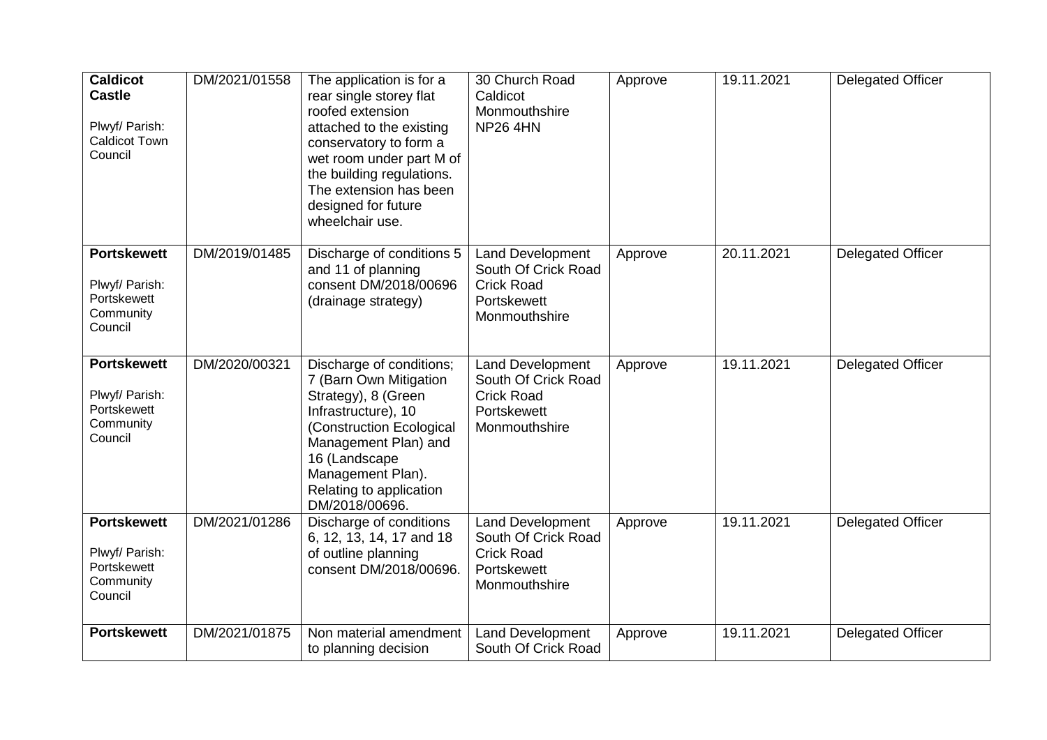| | | | | | | |
|---|---|---|---|---|---|---|
| **Caldicot Castle**<br><br>Plwyf/ Parish: Caldicot Town Council | DM/2021/01558 | The application is for a rear single storey flat roofed extension attached to the existing conservatory to form a wet room under part M of the building regulations. The extension has been designed for future wheelchair use. | 30 Church Road Caldicot Monmouthshire NP26 4HN | Approve | 19.11.2021 | Delegated Officer |
| **Portskewett**<br><br>Plwyf/ Parish: Portskewett Community Council | DM/2019/01485 | Discharge of conditions 5 and 11 of planning consent DM/2018/00696 (drainage strategy) | Land Development South Of Crick Road Crick Road Portskewett Monmouthshire | Approve | 20.11.2021 | Delegated Officer |
| **Portskewett**<br><br>Plwyf/ Parish: Portskewett Community Council | DM/2020/00321 | Discharge of conditions; 7 (Barn Own Mitigation Strategy), 8 (Green Infrastructure), 10 (Construction Ecological Management Plan) and 16 (Landscape Management Plan). Relating to application DM/2018/00696. | Land Development South Of Crick Road Crick Road Portskewett Monmouthshire | Approve | 19.11.2021 | Delegated Officer |
| **Portskewett**<br><br>Plwyf/ Parish: Portskewett Community Council | DM/2021/01286 | Discharge of conditions 6, 12, 13, 14, 17 and 18 of outline planning consent DM/2018/00696. | Land Development South Of Crick Road Crick Road Portskewett Monmouthshire | Approve | 19.11.2021 | Delegated Officer |
| **Portskewett** | DM/2021/01875 | Non material amendment to planning decision | Land Development South Of Crick Road | Approve | 19.11.2021 | Delegated Officer |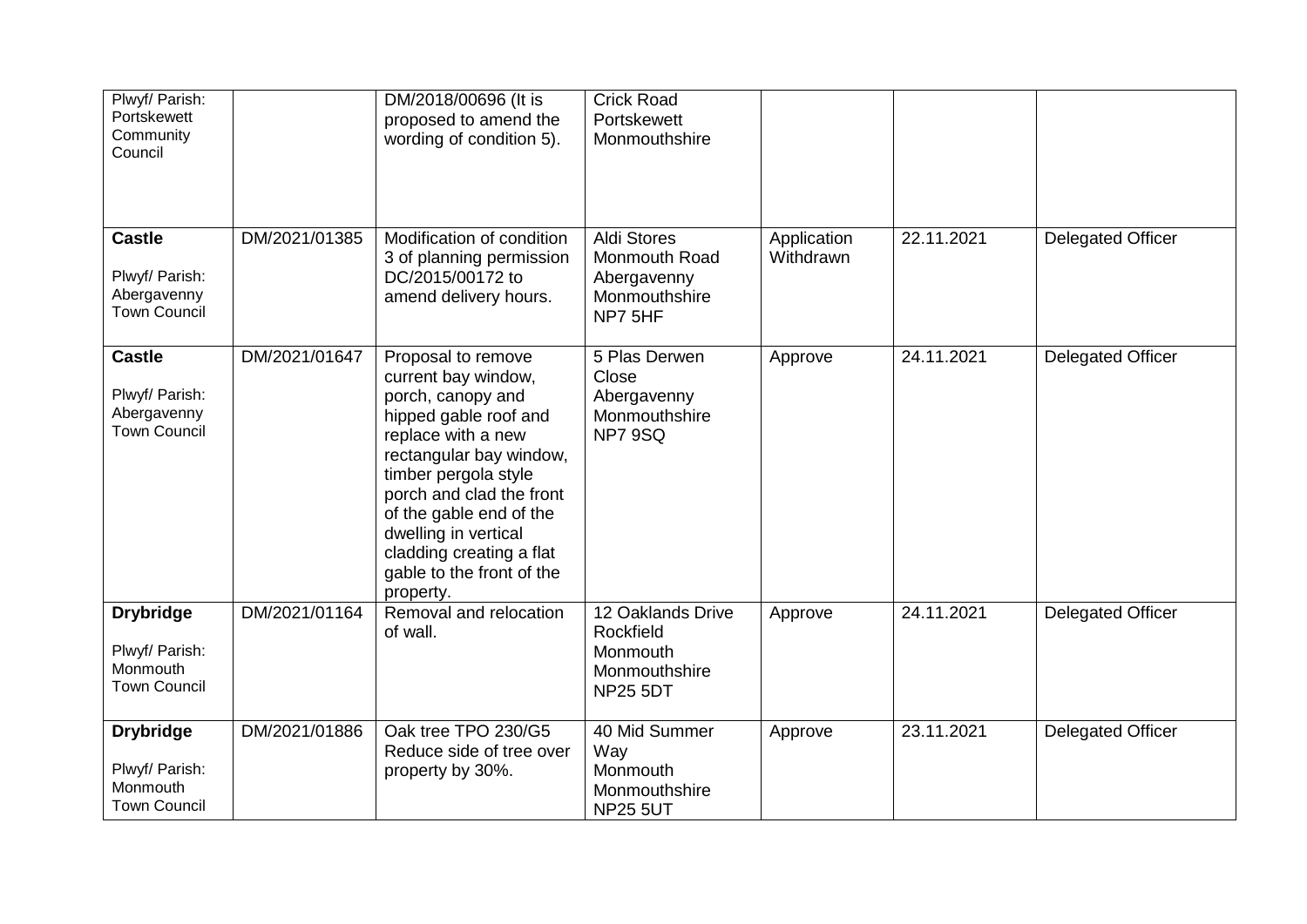| | | | | | | |
|---|---|---|---|---|---|---|
| Plwyf/ Parish: Portskewett Community Council | | DM/2018/00696 (It is proposed to amend the wording of condition 5). | Crick Road Portskewett Monmouthshire | | | |
| **Castle**<br><br>Plwyf/ Parish: Abergavenny Town Council | DM/2021/01385 | Modification of condition 3 of planning permission DC/2015/00172 to amend delivery hours. | Aldi Stores Monmouth Road Abergavenny Monmouthshire NP7 5HF | Application Withdrawn | 22.11.2021 | Delegated Officer |
| **Castle**<br><br>Plwyf/ Parish: Abergavenny Town Council | DM/2021/01647 | Proposal to remove current bay window, porch, canopy and hipped gable roof and replace with a new rectangular bay window, timber pergola style porch and clad the front of the gable end of the dwelling in vertical cladding creating a flat gable to the front of the property. | 5 Plas Derwen Close Abergavenny Monmouthshire NP7 9SQ | Approve | 24.11.2021 | Delegated Officer |
| **Drybridge**<br><br>Plwyf/ Parish: Monmouth Town Council | DM/2021/01164 | Removal and relocation of wall. | 12 Oaklands Drive Rockfield Monmouth Monmouthshire NP25 5DT | Approve | 24.11.2021 | Delegated Officer |
| **Drybridge**<br><br>Plwyf/ Parish: Monmouth Town Council | DM/2021/01886 | Oak tree TPO 230/G5 Reduce side of tree over property by 30%. | 40 Mid Summer Way Monmouth Monmouthshire NP25 5UT | Approve | 23.11.2021 | Delegated Officer |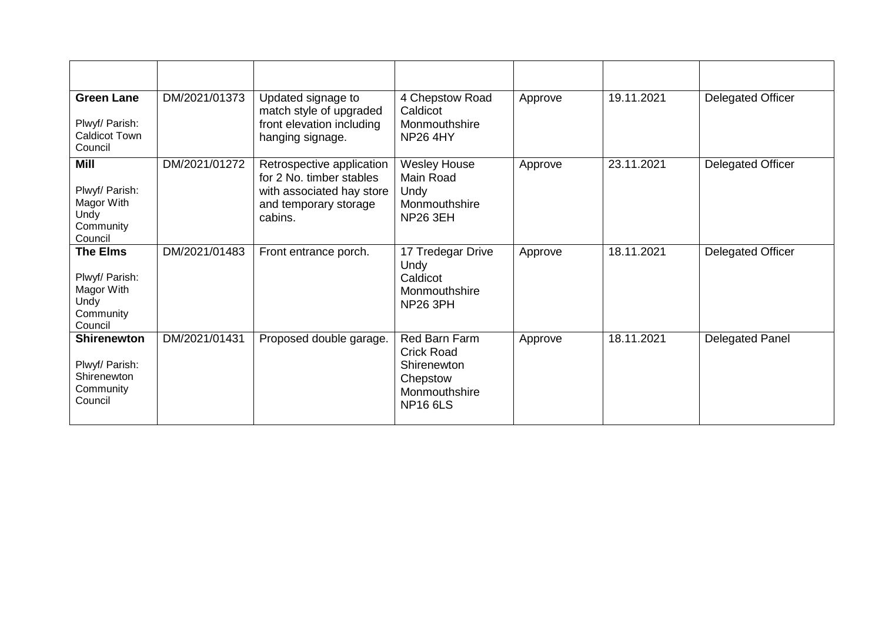| | | | | | | |
|---|---|---|---|---|---|---|
| **Green Lane**<br><br>Plwyf/ Parish: Caldicot Town Council | DM/2021/01373 | Updated signage to match style of upgraded front elevation including hanging signage. | 4 Chepstow Road Caldicot Monmouthshire NP26 4HY | Approve | 19.11.2021 | Delegated Officer |
| **Mill**<br><br>Plwyf/ Parish: Magor With Undy Community Council | DM/2021/01272 | Retrospective application for 2 No. timber stables with associated hay store and temporary storage cabins. | Wesley House Main Road Undy Monmouthshire NP26 3EH | Approve | 23.11.2021 | Delegated Officer |
| **The Elms**<br><br>Plwyf/ Parish: Magor With Undy Community Council | DM/2021/01483 | Front entrance porch. | 17 Tredegar Drive Undy Caldicot Monmouthshire NP26 3PH | Approve | 18.11.2021 | Delegated Officer |
| **Shirenewton**<br><br>Plwyf/ Parish: Shirenewton Community Council | DM/2021/01431 | Proposed double garage. | Red Barn Farm Crick Road Shirenewton Chepstow Monmouthshire NP16 6LS | Approve | 18.11.2021 | Delegated Panel |